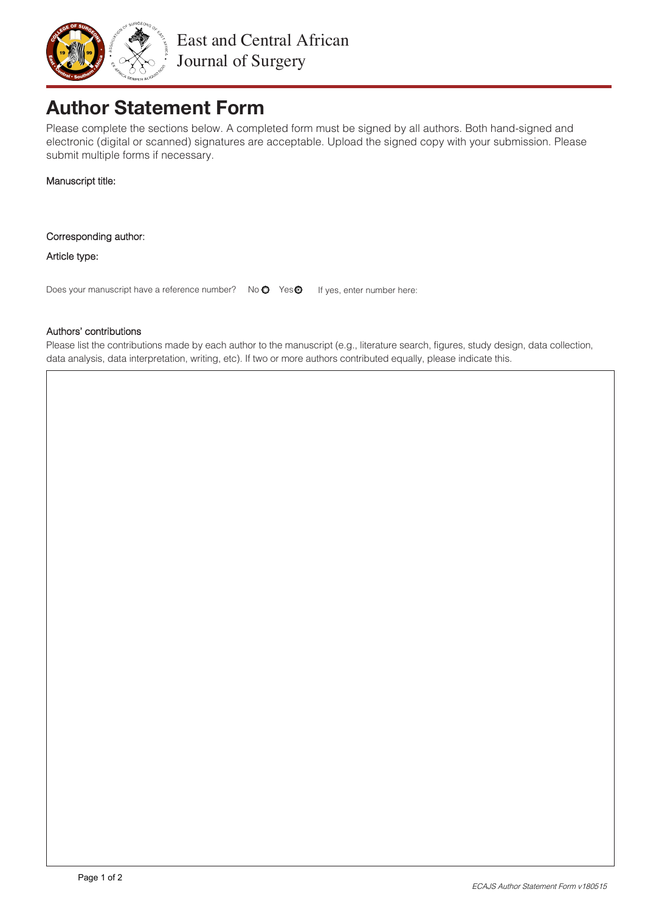East and Central African
Journal of Surgery

# Author Statement Form

Please complete the sections below. A completed form must be signed by all authors. Both hand-signed and electronic (digital or scanned) signatures are acceptable. Upload the signed copy with your submission. Please submit multiple forms if necessary.

Manuscript title:

Corresponding author:

Article type:

Does your manuscript have a reference number? No ○ Yes ○ If yes, enter number here:

### Authors' contributions

Please list the contributions made by each author to the manuscript (e.g., literature search, figures, study design, data collection, data analysis, data interpretation, writing, etc). If two or more authors contributed equally, please indicate this.

*ECAJS Author Statement Form v180515*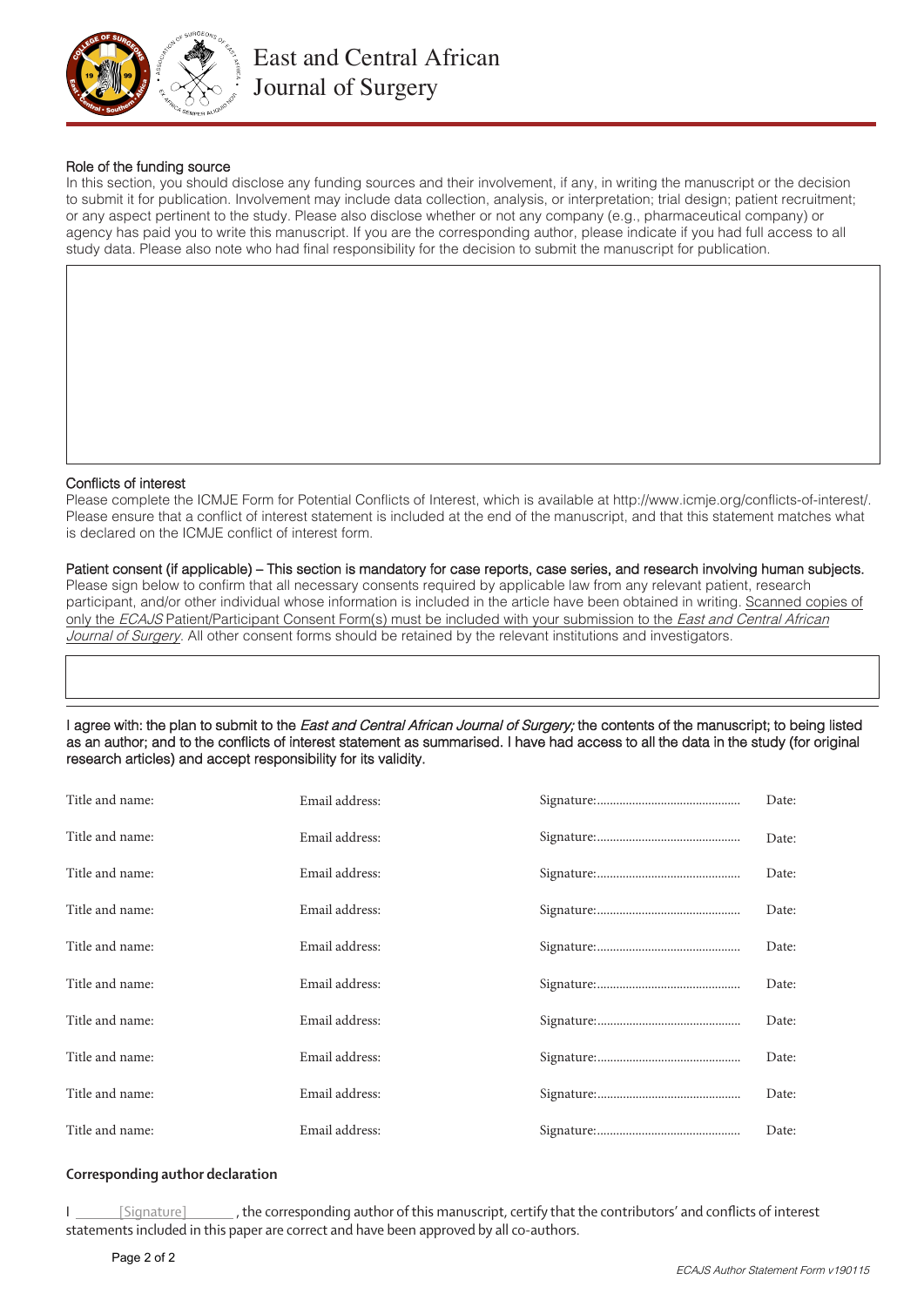### Role of the funding source

In this section, you should disclose any funding sources and their involvement, if any, in writing the manuscript or the decision to submit it for publication. Involvement may include data collection, analysis, or interpretation; trial design; patient recruitment; or any aspect pertinent to the study. Please also disclose whether or not any company (e.g., pharmaceutical company) or agency has paid you to write this manuscript. If you are the corresponding author, please indicate if you had full access to all study data. Please also note who had final responsibility for the decision to submit the manuscript for publication.

### Conflicts of interest

Please complete the ICMJE Form for Potential Conflicts of Interest, which is available at http://www.icmje.org/conflicts-of-interest/. Please ensure that a conflict of interest statement is included at the end of the manuscript, and that this statement matches what is declared on the ICMJE conflict of interest form.

### Patient consent (if applicable) – This section is mandatory for case reports, case series, and research involving human subjects.

Please sign below to confirm that all necessary consents required by applicable law from any relevant patient, research participant, and/or other individual whose information is included in the article have been obtained in writing. Scanned copies of only the *ECAJS* Patient/Participant Consent Form(s) must be included with your submission to the *East and Central African Journal of Surgery*. All other consent forms should be retained by the relevant institutions and investigators.

I agree with: the plan to submit to the *East and Central African Journal of Surgery;* the contents of the manuscript; to being listed as an author; and to the conflicts of interest statement as summarised. I have had access to all the data in the study (for original research articles) and accept responsibility for its validity.

| | | | |
|---|---|---|---|
| Title and name: | Email address: | Signature:............................................ | Date: |
| Title and name: | Email address: | Signature:............................................ | Date: |
| Title and name: | Email address: | Signature:............................................ | Date: |
| Title and name: | Email address: | Signature:............................................ | Date: |
| Title and name: | Email address: | Signature:............................................ | Date: |
| Title and name: | Email address: | Signature:............................................ | Date: |
| Title and name: | Email address: | Signature:............................................ | Date: |
| Title and name: | Email address: | Signature:............................................ | Date: |
| Title and name: | Email address: | Signature:............................................ | Date: |
| Title and name: | Email address: | Signature:............................................ | Date: |

### Corresponding author declaration

I [Signature], the corresponding author of this manuscript, certify that the contributors' and conflicts of interest statements included in this paper are correct and have been approved by all co-authors.

*ECAJS Author Statement Form v190115*